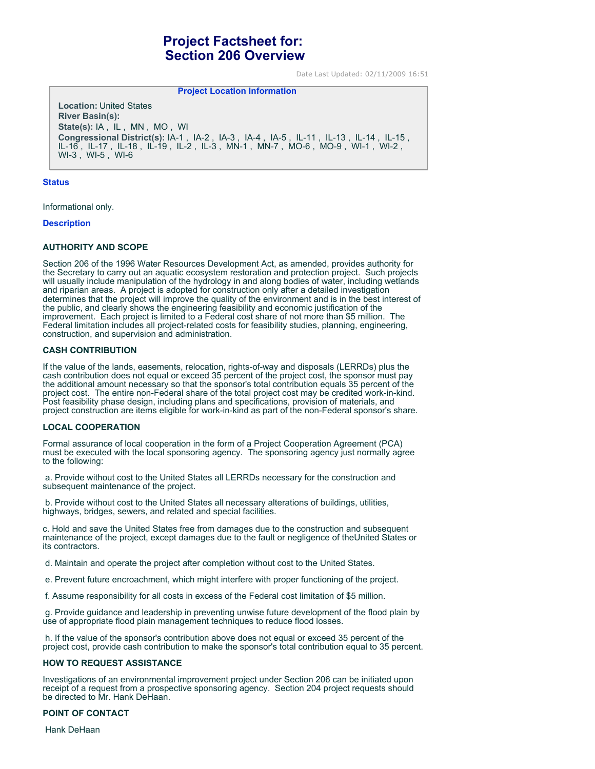# Project Factsheet for: Section 206 Overview

Date Last Updated: 02/11/2009 16:51

**Project Location Information**

**Location:** United States
**River Basin(s):**
**State(s):** IA , IL , MN , MO , WI
**Congressional District(s):** IA-1 , IA-2 , IA-3 , IA-4 , IA-5 , IL-11 , IL-13 , IL-14 , IL-15 , IL-16 , IL-17 , IL-18 , IL-19 , IL-2 , IL-3 , MN-1 , MN-7 , MO-6 , MO-9 , WI-1 , WI-2 , WI-3 , WI-5 , WI-6

## Status

Informational only.

## Description

### AUTHORITY AND SCOPE

Section 206 of the 1996 Water Resources Development Act, as amended, provides authority for the Secretary to carry out an aquatic ecosystem restoration and protection project. Such projects will usually include manipulation of the hydrology in and along bodies of water, including wetlands and riparian areas. A project is adopted for construction only after a detailed investigation determines that the project will improve the quality of the environment and is in the best interest of the public, and clearly shows the engineering feasibility and economic justification of the improvement. Each project is limited to a Federal cost share of not more than $5 million. The Federal limitation includes all project-related costs for feasibility studies, planning, engineering, construction, and supervision and administration.

### CASH CONTRIBUTION

If the value of the lands, easements, relocation, rights-of-way and disposals (LERRDs) plus the cash contribution does not equal or exceed 35 percent of the project cost, the sponsor must pay the additional amount necessary so that the sponsor's total contribution equals 35 percent of the project cost. The entire non-Federal share of the total project cost may be credited work-in-kind. Post feasibility phase design, including plans and specifications, provision of materials, and project construction are items eligible for work-in-kind as part of the non-Federal sponsor's share.

### LOCAL COOPERATION

Formal assurance of local cooperation in the form of a Project Cooperation Agreement (PCA) must be executed with the local sponsoring agency. The sponsoring agency just normally agree to the following:

a. Provide without cost to the United States all LERRDs necessary for the construction and subsequent maintenance of the project.

b. Provide without cost to the United States all necessary alterations of buildings, utilities, highways, bridges, sewers, and related and special facilities.

c. Hold and save the United States free from damages due to the construction and subsequent maintenance of the project, except damages due to the fault or negligence of theUnited States or its contractors.

d. Maintain and operate the project after completion without cost to the United States.

e. Prevent future encroachment, which might interfere with proper functioning of the project.

f. Assume responsibility for all costs in excess of the Federal cost limitation of $5 million.

g. Provide guidance and leadership in preventing unwise future development of the flood plain by use of appropriate flood plain management techniques to reduce flood losses.

h. If the value of the sponsor's contribution above does not equal or exceed 35 percent of the project cost, provide cash contribution to make the sponsor's total contribution equal to 35 percent.

### HOW TO REQUEST ASSISTANCE

Investigations of an environmental improvement project under Section 206 can be initiated upon receipt of a request from a prospective sponsoring agency. Section 204 project requests should be directed to Mr. Hank DeHaan.

### POINT OF CONTACT

Hank DeHaan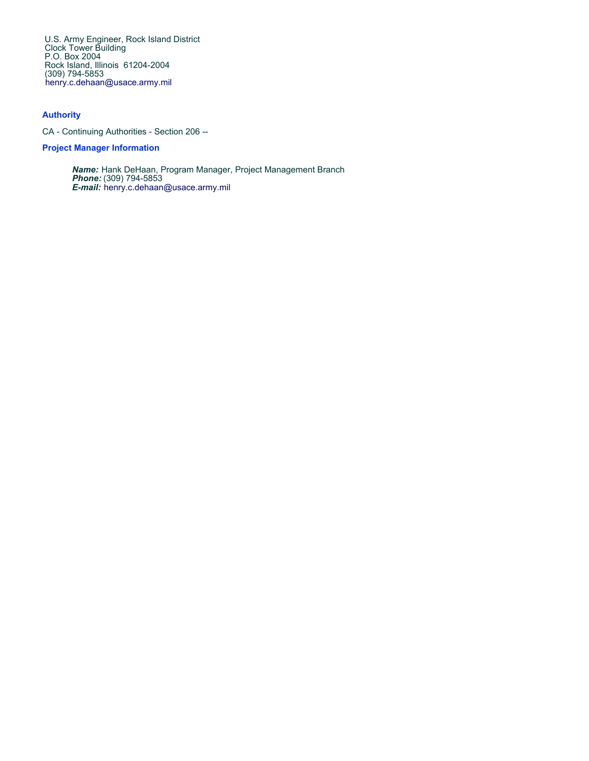U.S. Army Engineer, Rock Island District
Clock Tower Building
P.O. Box 2004
Rock Island, Illinois 61204-2004
(309) 794-5853
henry.c.dehaan@usace.army.mil

## Authority

CA - Continuing Authorities - Section 206 --

## Project Manager Information

***Name:*** Hank DeHaan, Program Manager, Project Management Branch
***Phone:*** (309) 794-5853
***E-mail:*** henry.c.dehaan@usace.army.mil